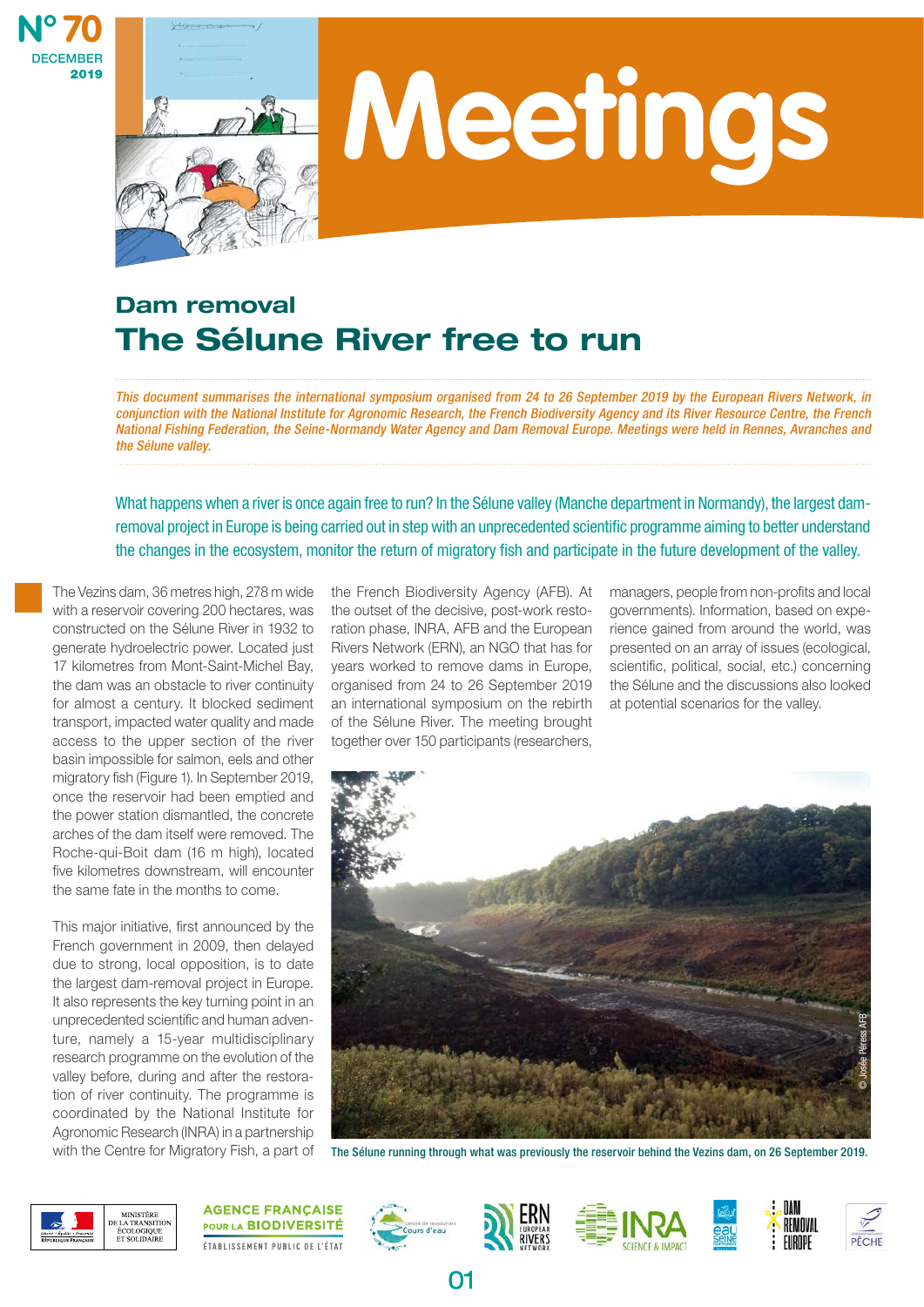N° 70
DECEMBER 2019

# Meetings

## Dam removal

# The Sélune River free to run

*This document summarises the international symposium organised from 24 to 26 September 2019 by the European Rivers Network, in conjunction with the National Institute for Agronomic Research, the French Biodiversity Agency and its River Resource Centre, the French National Fishing Federation, the Seine-Normandy Water Agency and Dam Removal Europe. Meetings were held in Rennes, Avranches and the Sélune valley.*

What happens when a river is once again free to run? In the Sélune valley (Manche department in Normandy), the largest dam-removal project in Europe is being carried out in step with an unprecedented scientific programme aiming to better understand the changes in the ecosystem, monitor the return of migratory fish and participate in the future development of the valley.

The Vezins dam, 36 metres high, 278 m wide with a reservoir covering 200 hectares, was constructed on the Sélune River in 1932 to generate hydroelectric power. Located just 17 kilometres from Mont-Saint-Michel Bay, the dam was an obstacle to river continuity for almost a century. It blocked sediment transport, impacted water quality and made access to the upper section of the river basin impossible for salmon, eels and other migratory fish (Figure 1). In September 2019, once the reservoir had been emptied and the power station dismantled, the concrete arches of the dam itself were removed. The Roche-qui-Boit dam (16 m high), located five kilometres downstream, will encounter the same fate in the months to come.

This major initiative, first announced by the French government in 2009, then delayed due to strong, local opposition, is to date the largest dam-removal project in Europe. It also represents the key turning point in an unprecedented scientific and human adventure, namely a 15-year multidisciplinary research programme on the evolution of the valley before, during and after the restoration of river continuity. The programme is coordinated by the National Institute for Agronomic Research (INRA) in a partnership with the Centre for Migratory Fish, a part of the French Biodiversity Agency (AFB). At the outset of the decisive, post-work restoration phase, INRA, AFB and the European Rivers Network (ERN), an NGO that has for years worked to remove dams in Europe, organised from 24 to 26 September 2019 an international symposium on the rebirth of the Sélune River. The meeting brought together over 150 participants (researchers, managers, people from non-profits and local governments). Information, based on experience gained from around the world, was presented on an array of issues (ecological, scientific, political, social, etc.) concerning the Sélune and the discussions also looked at potential scenarios for the valley.

The Sélune running through what was previously the reservoir behind the Vezins dam, on 26 September 2019.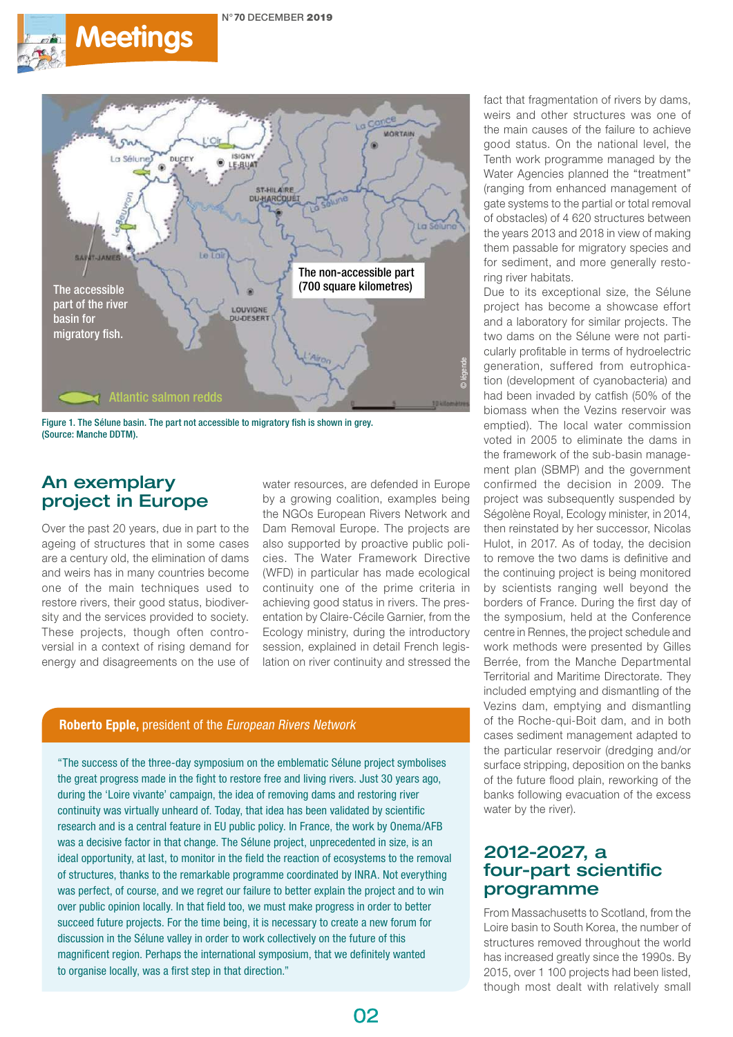# Meetings

Figure 1. The Sélune basin. The part not accessible to migratory fish is shown in grey. (Source: Manche DDTM).

## An exemplary project in Europe

Over the past 20 years, due in part to the ageing of structures that in some cases are a century old, the elimination of dams and weirs has in many countries become one of the main techniques used to restore rivers, their good status, biodiversity and the services provided to society. These projects, though often controversial in a context of rising demand for energy and disagreements on the use of water resources, are defended in Europe by a growing coalition, examples being the NGOs European Rivers Network and Dam Removal Europe. The projects are also supported by proactive public policies. The Water Framework Directive (WFD) in particular has made ecological continuity one of the prime criteria in achieving good status in rivers. The presentation by Claire-Cécile Garnier, from the Ecology ministry, during the introductory session, explained in detail French legislation on river continuity and stressed the fact that fragmentation of rivers by dams, weirs and other structures was one of the main causes of the failure to achieve good status. On the national level, the Tenth work programme managed by the Water Agencies planned the "treatment" (ranging from enhanced management of gate systems to the partial or total removal of obstacles) of 4 620 structures between the years 2013 and 2018 in view of making them passable for migratory species and for sediment, and more generally restoring river habitats.

Due to its exceptional size, the Sélune project has become a showcase effort and a laboratory for similar projects. The two dams on the Sélune were not particularly profitable in terms of hydroelectric generation, suffered from eutrophication (development of cyanobacteria) and had been invaded by catfish (50% of the biomass when the Vezins reservoir was emptied). The local water commission voted in 2005 to eliminate the dams in the framework of the sub-basin management plan (SBMP) and the government confirmed the decision in 2009. The project was subsequently suspended by Ségolène Royal, Ecology minister, in 2014, then reinstated by her successor, Nicolas Hulot, in 2017. As of today, the decision to remove the two dams is definitive and the continuing project is being monitored by scientists ranging well beyond the borders of France. During the first day of the symposium, held at the Conference centre in Rennes, the project schedule and work methods were presented by Gilles Berrée, from the Manche Departmental Territorial and Maritime Directorate. They included emptying and dismantling of the Vezins dam, emptying and dismantling of the Roche-qui-Boit dam, and in both cases sediment management adapted to the particular reservoir (dredging and/or surface stripping, deposition on the banks of the future flood plain, reworking of the banks following evacuation of the excess water by the river).

> **Roberto Epple,** president of the *European Rivers Network*
>
> "The success of the three-day symposium on the emblematic Sélune project symbolises the great progress made in the fight to restore free and living rivers. Just 30 years ago, during the 'Loire vivante' campaign, the idea of removing dams and restoring river continuity was virtually unheard of. Today, that idea has been validated by scientific research and is a central feature in EU public policy. In France, the work by Onema/AFB was a decisive factor in that change. The Sélune project, unprecedented in size, is an ideal opportunity, at last, to monitor in the field the reaction of ecosystems to the removal of structures, thanks to the remarkable programme coordinated by INRA. Not everything was perfect, of course, and we regret our failure to better explain the project and to win over public opinion locally. In that field too, we must make progress in order to better succeed future projects. For the time being, it is necessary to create a new forum for discussion in the Sélune valley in order to work collectively on the future of this magnificent region. Perhaps the international symposium, that we definitely wanted to organise locally, was a first step in that direction."

## 2012-2027, a four-part scientific programme

From Massachusetts to Scotland, from the Loire basin to South Korea, the number of structures removed throughout the world has increased greatly since the 1990s. By 2015, over 1 100 projects had been listed, though most dealt with relatively small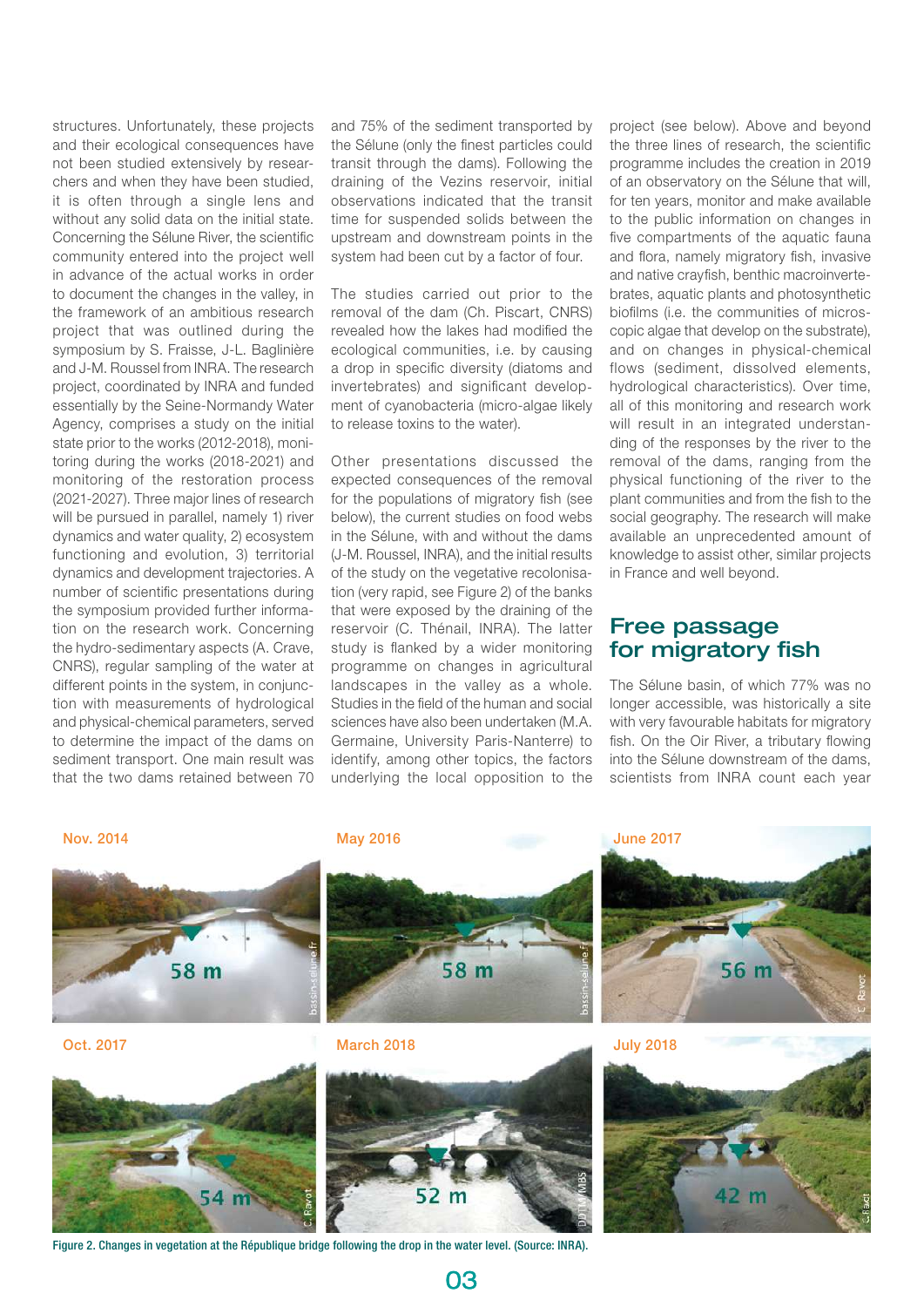structures. Unfortunately, these projects and their ecological consequences have not been studied extensively by researchers and when they have been studied, it is often through a single lens and without any solid data on the initial state. Concerning the Sélune River, the scientific community entered into the project well in advance of the actual works in order to document the changes in the valley, in the framework of an ambitious research project that was outlined during the symposium by S. Fraisse, J-L. Baglinière and J-M. Roussel from INRA. The research project, coordinated by INRA and funded essentially by the Seine-Normandy Water Agency, comprises a study on the initial state prior to the works (2012-2018), monitoring during the works (2018-2021) and monitoring of the restoration process (2021-2027). Three major lines of research will be pursued in parallel, namely 1) river dynamics and water quality, 2) ecosystem functioning and evolution, 3) territorial dynamics and development trajectories. A number of scientific presentations during the symposium provided further information on the research work. Concerning the hydro-sedimentary aspects (A. Crave, CNRS), regular sampling of the water at different points in the system, in conjunction with measurements of hydrological and physical-chemical parameters, served to determine the impact of the dams on sediment transport. One main result was that the two dams retained between 70 and 75% of the sediment transported by the Sélune (only the finest particles could transit through the dams). Following the draining of the Vezins reservoir, initial observations indicated that the transit time for suspended solids between the upstream and downstream points in the system had been cut by a factor of four.

The studies carried out prior to the removal of the dam (Ch. Piscart, CNRS) revealed how the lakes had modified the ecological communities, i.e. by causing a drop in specific diversity (diatoms and invertebrates) and significant development of cyanobacteria (micro-algae likely to release toxins to the water).

Other presentations discussed the expected consequences of the removal for the populations of migratory fish (see below), the current studies on food webs in the Sélune, with and without the dams (J-M. Roussel, INRA), and the initial results of the study on the vegetative recolonisation (very rapid, see Figure 2) of the banks that were exposed by the draining of the reservoir (C. Thénail, INRA). The latter study is flanked by a wider monitoring programme on changes in agricultural landscapes in the valley as a whole. Studies in the field of the human and social sciences have also been undertaken (M.A. Germaine, University Paris-Nanterre) to identify, among other topics, the factors underlying the local opposition to the project (see below). Above and beyond the three lines of research, the scientific programme includes the creation in 2019 of an observatory on the Sélune that will, for ten years, monitor and make available to the public information on changes in five compartments of the aquatic fauna and flora, namely migratory fish, invasive and native crayfish, benthic macroinvertebrates, aquatic plants and photosynthetic biofilms (i.e. the communities of microscopic algae that develop on the substrate), and on changes in physical-chemical flows (sediment, dissolved elements, hydrological characteristics). Over time, all of this monitoring and research work will result in an integrated understanding of the responses by the river to the removal of the dams, ranging from the physical functioning of the river to the plant communities and from the fish to the social geography. The research will make available an unprecedented amount of knowledge to assist other, similar projects in France and well beyond.

## Free passage for migratory fish

The Sélune basin, of which 77% was no longer accessible, was historically a site with very favourable habitats for migratory fish. On the Oir River, a tributary flowing into the Sélune downstream of the dams, scientists from INRA count each year

Figure 2. Changes in vegetation at the République bridge following the drop in the water level. (Source: INRA).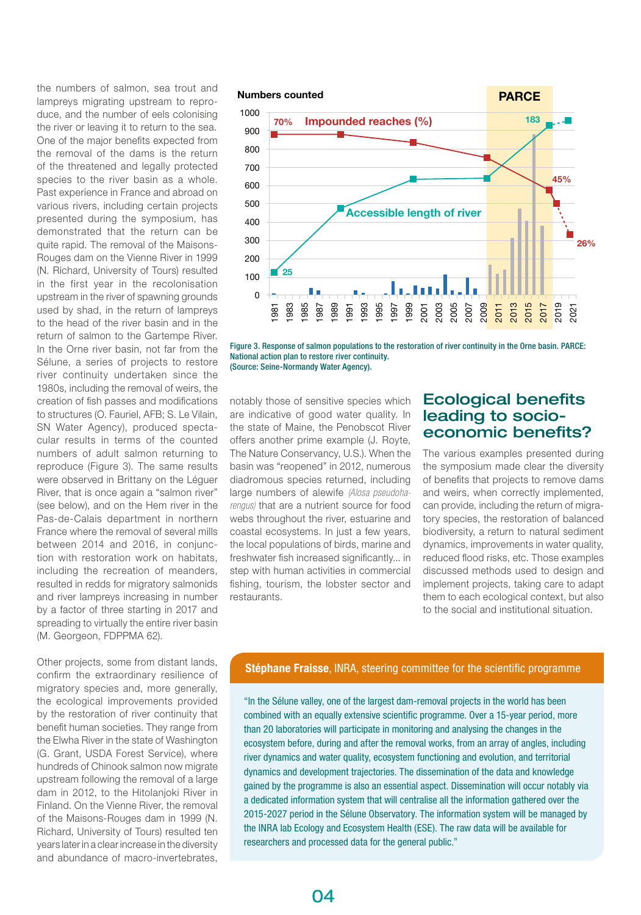the numbers of salmon, sea trout and lampreys migrating upstream to reproduce, and the number of eels colonising the river or leaving it to return to the sea. One of the major benefits expected from the removal of the dams is the return of the threatened and legally protected species to the river basin as a whole. Past experience in France and abroad on various rivers, including certain projects presented during the symposium, has demonstrated that the return can be quite rapid. The removal of the Maisons-Rouges dam on the Vienne River in 1999 (N. Richard, University of Tours) resulted in the first year in the recolonisation upstream in the river of spawning grounds used by shad, in the return of lampreys to the head of the river basin and in the return of salmon to the Gartempe River. In the Orne river basin, not far from the Sélune, a series of projects to restore river continuity undertaken since the 1980s, including the removal of weirs, the creation of fish passes and modifications to structures (O. Fauriel, AFB; S. Le Vilain, SN Water Agency), produced spectacular results in terms of the counted numbers of adult salmon returning to reproduce (Figure 3). The same results were observed in Brittany on the Léguer River, that is once again a "salmon river" (see below), and on the Hem river in the Pas-de-Calais department in northern France where the removal of several mills between 2014 and 2016, in conjunction with restoration work on habitats, including the recreation of meanders, resulted in redds for migratory salmonids and river lampreys increasing in number by a factor of three starting in 2017 and spreading to virtually the entire river basin (M. Georgeon, FDPPMA 62).

Other projects, some from distant lands, confirm the extraordinary resilience of migratory species and, more generally, the ecological improvements provided by the restoration of river continuity that benefit human societies. They range from the Elwha River in the state of Washington (G. Grant, USDA Forest Service), where hundreds of Chinook salmon now migrate upstream following the removal of a large dam in 2012, to the Hitolanjoki River in Finland. On the Vienne River, the removal of the Maisons-Rouges dam in 1999 (N. Richard, University of Tours) resulted ten years later in a clear increase in the diversity and abundance of macro-invertebrates, notably those of sensitive species which are indicative of good water quality. In the state of Maine, the Penobscot River offers another prime example (J. Royte, The Nature Conservancy, U.S.). When the basin was "reopened" in 2012, numerous diadromous species returned, including large numbers of alewife *(Alosa pseudoharengus)* that are a nutrient source for food webs throughout the river, estuarine and coastal ecosystems. In just a few years, the local populations of birds, marine and freshwater fish increased significantly... in step with human activities in commercial fishing, tourism, the lobster sector and restaurants.

Figure 3. Response of salmon populations to the restoration of river continuity in the Orne basin. PARCE: National action plan to restore river continuity. (Source: Seine-Normandy Water Agency).

## Ecological benefits leading to socio-economic benefits?

The various examples presented during the symposium made clear the diversity of benefits that projects to remove dams and weirs, when correctly implemented, can provide, including the return of migratory species, the restoration of balanced biodiversity, a return to natural sediment dynamics, improvements in water quality, reduced flood risks, etc. Those examples discussed methods used to design and implement projects, taking care to adapt them to each ecological context, but also to the social and institutional situation.

**Stéphane Fraisse**, INRA, steering committee for the scientific programme

"In the Sélune valley, one of the largest dam-removal projects in the world has been combined with an equally extensive scientific programme. Over a 15-year period, more than 20 laboratories will participate in monitoring and analysing the changes in the ecosystem before, during and after the removal works, from an array of angles, including river dynamics and water quality, ecosystem functioning and evolution, and territorial dynamics and development trajectories. The dissemination of the data and knowledge gained by the programme is also an essential aspect. Dissemination will occur notably via a dedicated information system that will centralise all the information gathered over the 2015-2027 period in the Sélune Observatory. The information system will be managed by the INRA lab Ecology and Ecosystem Health (ESE). The raw data will be available for researchers and processed data for the general public."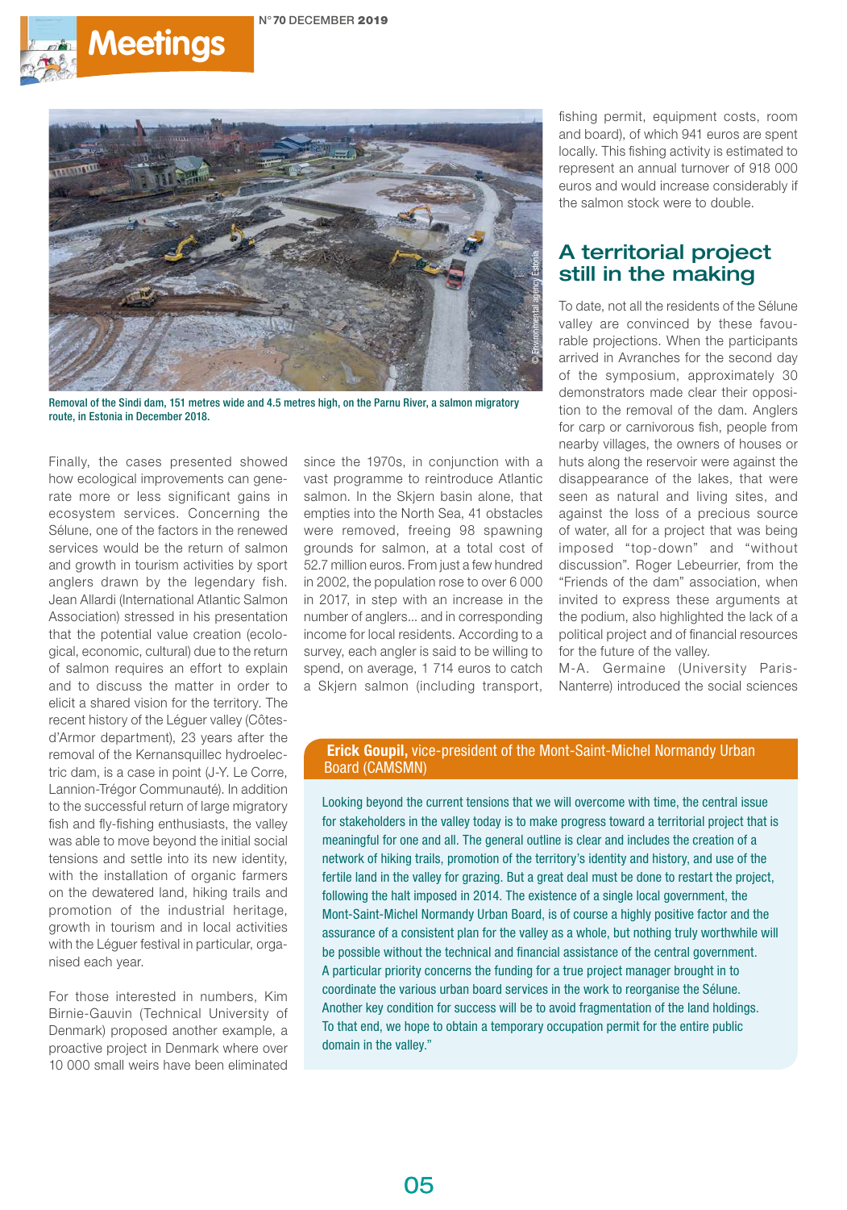Removal of the Sindi dam, 151 metres wide and 4.5 metres high, on the Parnu River, a salmon migratory route, in Estonia in December 2018.

Finally, the cases presented showed how ecological improvements can generate more or less significant gains in ecosystem services. Concerning the Sélune, one of the factors in the renewed services would be the return of salmon and growth in tourism activities by sport anglers drawn by the legendary fish. Jean Allardi (International Atlantic Salmon Association) stressed in his presentation that the potential value creation (ecological, economic, cultural) due to the return of salmon requires an effort to explain and to discuss the matter in order to elicit a shared vision for the territory. The recent history of the Léguer valley (Côtes-d'Armor department), 23 years after the removal of the Kernansquillec hydroelectric dam, is a case in point (J-Y. Le Corre, Lannion-Trégor Communauté). In addition to the successful return of large migratory fish and fly-fishing enthusiasts, the valley was able to move beyond the initial social tensions and settle into its new identity, with the installation of organic farmers on the dewatered land, hiking trails and promotion of the industrial heritage, growth in tourism and in local activities with the Léguer festival in particular, organised each year.

For those interested in numbers, Kim Birnie-Gauvin (Technical University of Denmark) proposed another example, a proactive project in Denmark where over 10 000 small weirs have been eliminated since the 1970s, in conjunction with a vast programme to reintroduce Atlantic salmon. In the Skjern basin alone, that empties into the North Sea, 41 obstacles were removed, freeing 98 spawning grounds for salmon, at a total cost of 52.7 million euros. From just a few hundred in 2002, the population rose to over 6 000 in 2017, in step with an increase in the number of anglers... and in corresponding income for local residents. According to a survey, each angler is said to be willing to spend, on average, 1 714 euros to catch a Skjern salmon (including transport, fishing permit, equipment costs, room and board), of which 941 euros are spent locally. This fishing activity is estimated to represent an annual turnover of 918 000 euros and would increase considerably if the salmon stock were to double.

## A territorial project still in the making

To date, not all the residents of the Sélune valley are convinced by these favourable projections. When the participants arrived in Avranches for the second day of the symposium, approximately 30 demonstrators made clear their opposition to the removal of the dam. Anglers for carp or carnivorous fish, people from nearby villages, the owners of houses or huts along the reservoir were against the disappearance of the lakes, that were seen as natural and living sites, and against the loss of a precious source of water, all for a project that was being imposed "top-down" and "without discussion". Roger Lebeurrier, from the "Friends of the dam" association, when invited to express these arguments at the podium, also highlighted the lack of a political project and of financial resources for the future of the valley.

M-A. Germaine (University Paris-Nanterre) introduced the social sciences

**Erick Goupil,** vice-president of the Mont-Saint-Michel Normandy Urban Board (CAMSMN)

Looking beyond the current tensions that we will overcome with time, the central issue for stakeholders in the valley today is to make progress toward a territorial project that is meaningful for one and all. The general outline is clear and includes the creation of a network of hiking trails, promotion of the territory's identity and history, and use of the fertile land in the valley for grazing. But a great deal must be done to restart the project, following the halt imposed in 2014. The existence of a single local government, the Mont-Saint-Michel Normandy Urban Board, is of course a highly positive factor and the assurance of a consistent plan for the valley as a whole, but nothing truly worthwhile will be possible without the technical and financial assistance of the central government. A particular priority concerns the funding for a true project manager brought in to coordinate the various urban board services in the work to reorganise the Sélune. Another key condition for success will be to avoid fragmentation of the land holdings. To that end, we hope to obtain a temporary occupation permit for the entire public domain in the valley."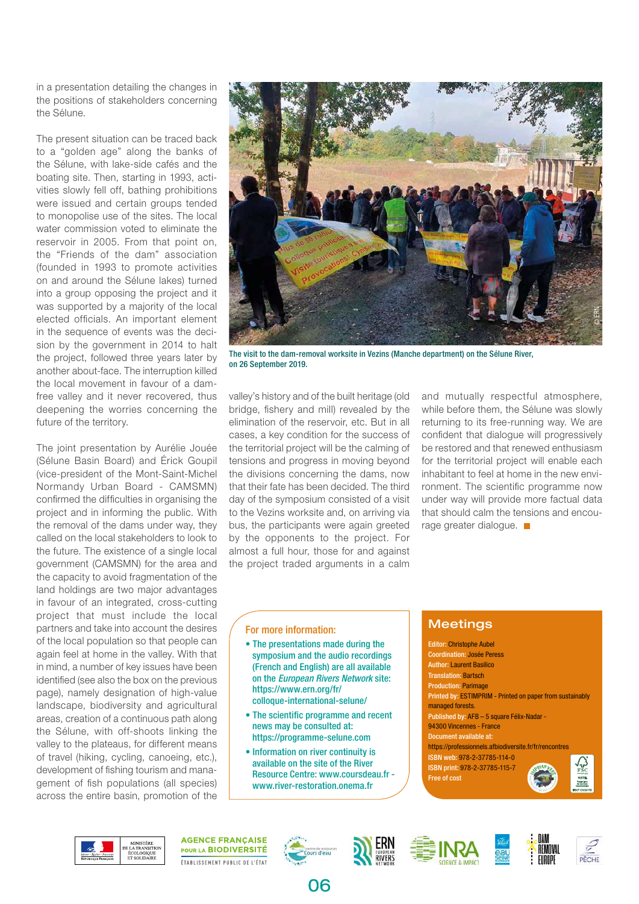in a presentation detailing the changes in the positions of stakeholders concerning the Sélune.

The present situation can be traced back to a "golden age" along the banks of the Sélune, with lake-side cafés and the boating site. Then, starting in 1993, activities slowly fell off, bathing prohibitions were issued and certain groups tended to monopolise use of the sites. The local water commission voted to eliminate the reservoir in 2005. From that point on, the "Friends of the dam" association (founded in 1993 to promote activities on and around the Sélune lakes) turned into a group opposing the project and it was supported by a majority of the local elected officials. An important element in the sequence of events was the decision by the government in 2014 to halt the project, followed three years later by another about-face. The interruption killed the local movement in favour of a dam-free valley and it never recovered, thus deepening the worries concerning the future of the territory.

The joint presentation by Aurélie Jouée (Sélune Basin Board) and Érick Goupil (vice-president of the Mont-Saint-Michel Normandy Urban Board - CAMSMN) confirmed the difficulties in organising the project and in informing the public. With the removal of the dams under way, they called on the local stakeholders to look to the future. The existence of a single local government (CAMSMN) for the area and the capacity to avoid fragmentation of the land holdings are two major advantages in favour of an integrated, cross-cutting project that must include the local partners and take into account the desires of the local population so that people can again feel at home in the valley. With that in mind, a number of key issues have been identified (see also the box on the previous page), namely designation of high-value landscape, biodiversity and agricultural areas, creation of a continuous path along the Sélune, with off-shoots linking the valley to the plateaus, for different means of travel (hiking, cycling, canoeing, etc.), development of fishing tourism and management of fish populations (all species) across the entire basin, promotion of the valley's history and of the built heritage (old bridge, fishery and mill) revealed by the elimination of the reservoir, etc. But in all cases, a key condition for the success of the territorial project will be the calming of tensions and progress in moving beyond the divisions concerning the dams, now that their fate has been decided. The third day of the symposium consisted of a visit to the Vezins worksite and, on arriving via bus, the participants were again greeted by the opponents to the project. For almost a full hour, those for and against the project traded arguments in a calm and mutually respectful atmosphere, while before them, the Sélune was slowly returning to its free-running way. We are confident that dialogue will progressively be restored and that renewed enthusiasm for the territorial project will enable each inhabitant to feel at home in the new environment. The scientific programme now under way will provide more factual data that should calm the tensions and encourage greater dialogue.

The visit to the dam-removal worksite in Vezins (Manche department) on the Sélune River, on 26 September 2019.

© ERN

**For more information:**

- The presentations made during the symposium and the audio recordings (French and English) are all available on the *European Rivers Network* site: https://www.ern.org/fr/colloque-international-selune/
- The scientific programme and recent news may be consulted at: https://programme-selune.com
- Information on river continuity is available on the site of the River Resource Centre: www.coursdeau.fr - www.river-restoration.onema.fr

## Meetings

Editor: Christophe Aubel
Coordination: Josée Peress
Author: Laurent Basilico
Translation: Bartsch
Production: Parimage
Printed by: ESTIMPRIM - Printed on paper from sustainably managed forests.
Published by: AFB – 5 square Félix-Nadar - 94300 Vincennes - France
Document available at: https://professionnels.afbiodiversite.fr/fr/rencontres
ISBN web: 978-2-37785-114-0
ISBN print: 978-2-37785-115-7
Free of cost